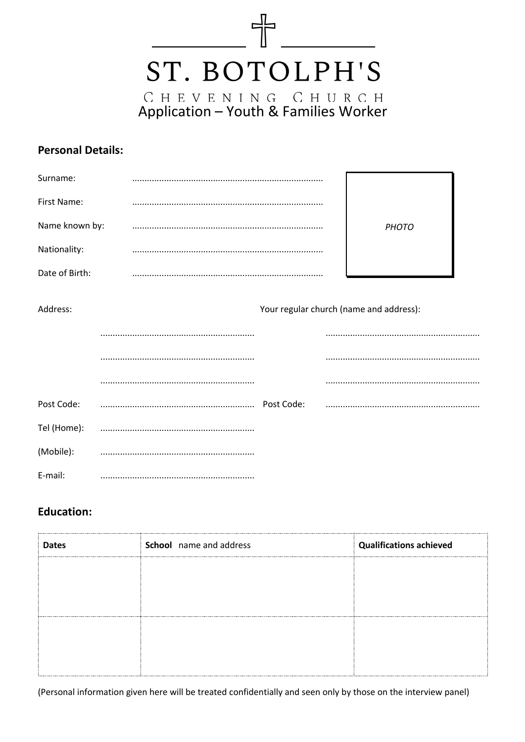# ST. BOTOLPH'S

CHEVENING CHURCH

## Application – Youth & Families Worker

### Personal Details:

Surname: ..............................................................................

First Name: ..............................................................................

Name known by: ..............................................................................

Nationality: ..............................................................................

Date of Birth: ..............................................................................

*PHOTO*

Address:

..............................................................

..............................................................

..............................................................

Post Code: ..............................................................

Tel (Home): ..............................................................

(Mobile): ..............................................................

E-mail: ..............................................................

Your regular church (name and address):

..............................................................

..............................................................

..............................................................

Post Code: ..............................................................

### Education:

| **Dates** | **School** name and address | **Qualifications achieved** |
|---|---|---|
| | | |
| | | |

(Personal information given here will be treated confidentially and seen only by those on the interview panel)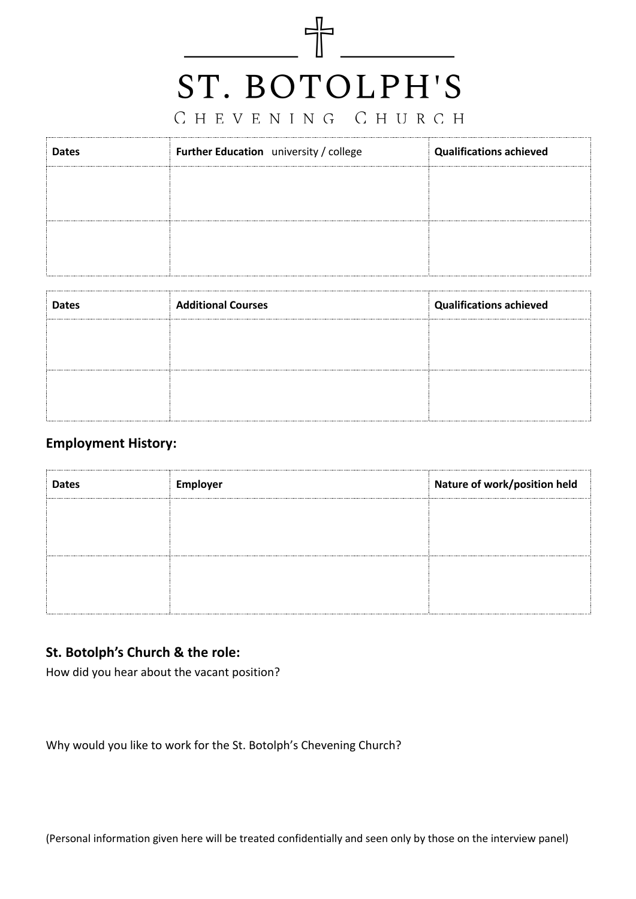# ST. BOTOLPH'S

CHEVENING CHURCH

| Dates | **Further Education** university / college | Qualifications achieved |
| --- | --- | --- |
| | | |
| | | |

| Dates | Additional Courses | Qualifications achieved |
| --- | --- | --- |
| | | |
| | | |

## Employment History:

| Dates | Employer | Nature of work/position held |
| --- | --- | --- |
| | | |
| | | |

## St. Botolph's Church & the role:

How did you hear about the vacant position?

Why would you like to work for the St. Botolph's Chevening Church?

(Personal information given here will be treated confidentially and seen only by those on the interview panel)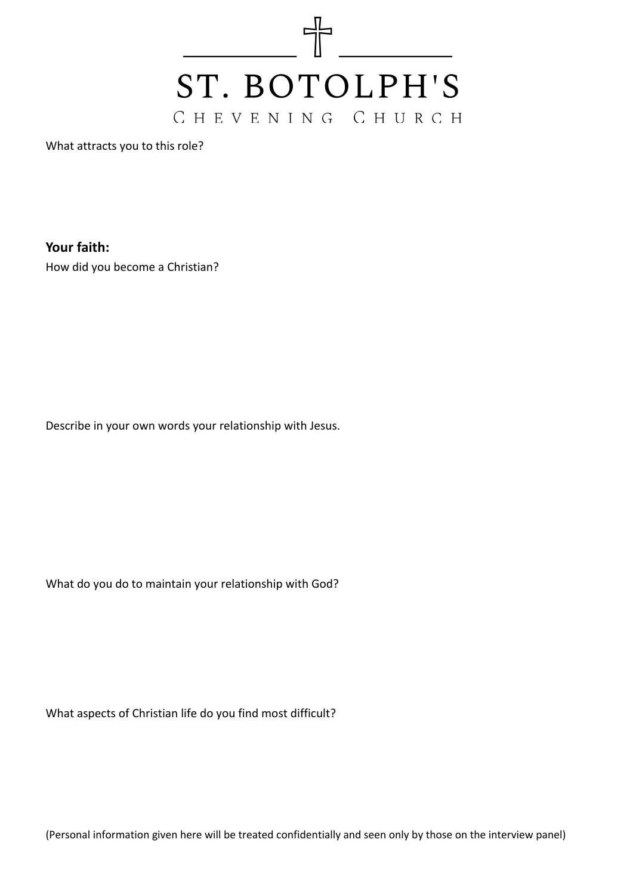# ST. BOTOLPH'S

Chevening Church

What attracts you to this role?

**Your faith:**

How did you become a Christian?

Describe in your own words your relationship with Jesus.

What do you do to maintain your relationship with God?

What aspects of Christian life do you find most difficult?

(Personal information given here will be treated confidentially and seen only by those on the interview panel)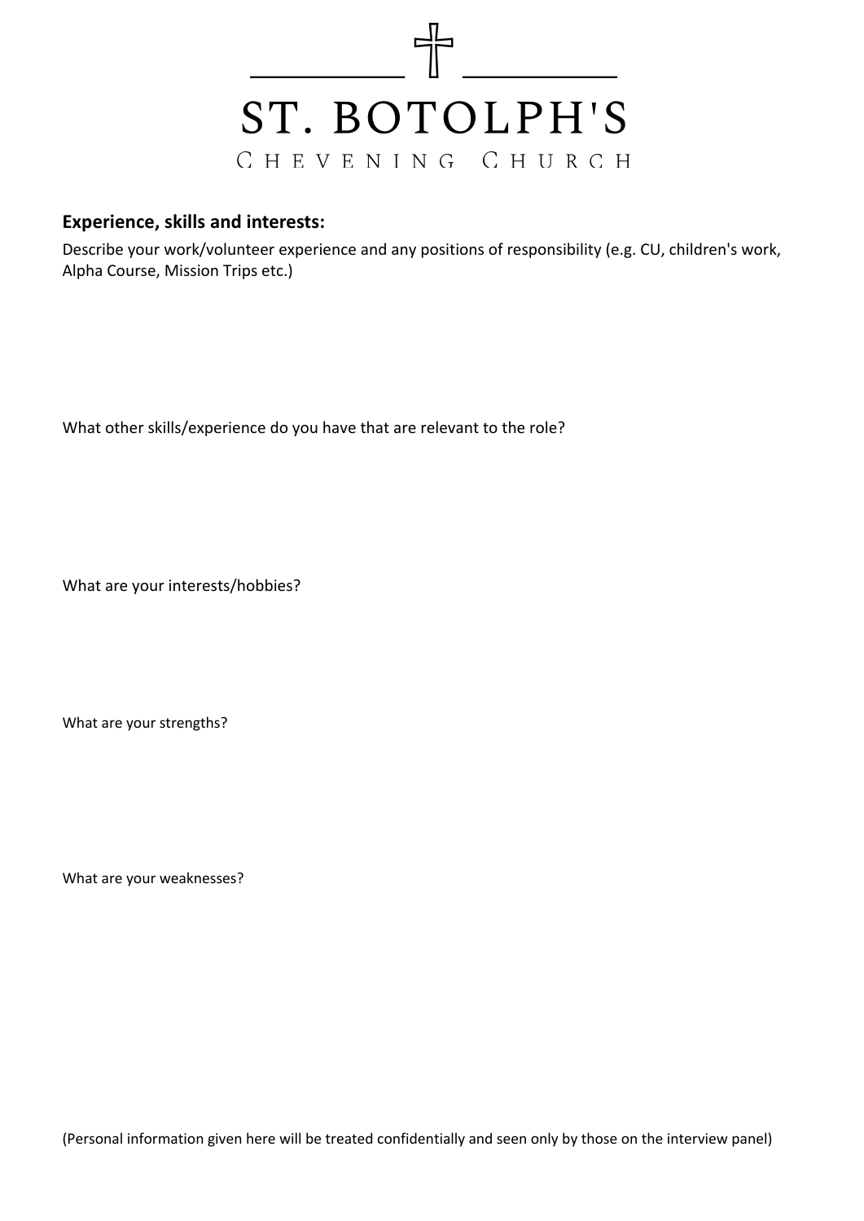# ST. BOTOLPH'S

CHEVENING CHURCH

## Experience, skills and interests:

Describe your work/volunteer experience and any positions of responsibility (e.g. CU, children's work, Alpha Course, Mission Trips etc.)

What other skills/experience do you have that are relevant to the role?

What are your interests/hobbies?

What are your strengths?

What are your weaknesses?

(Personal information given here will be treated confidentially and seen only by those on the interview panel)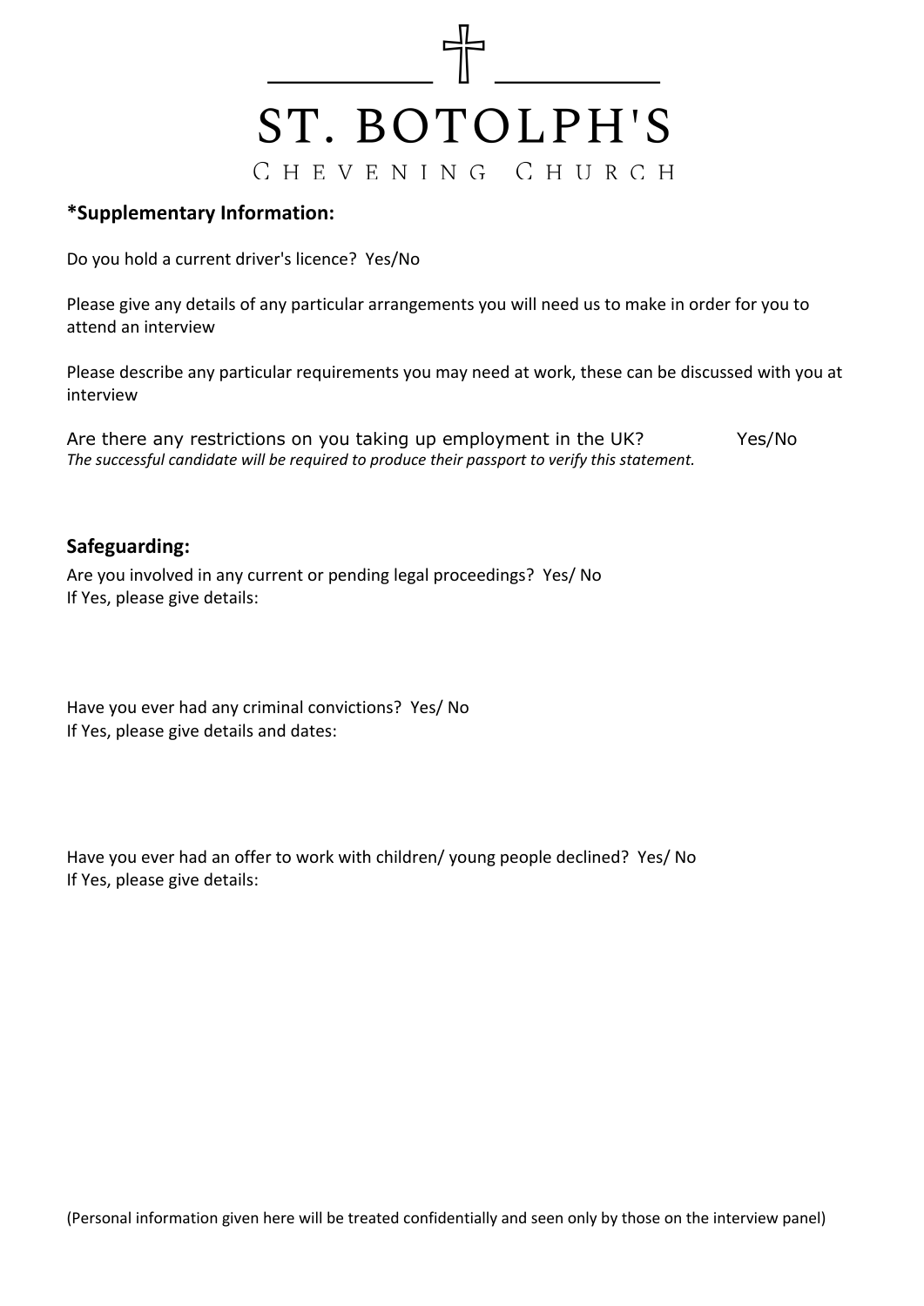# ST. BOTOLPH'S

Chevening Church

**\*Supplementary Information:**

Do you hold a current driver's licence? Yes/No

Please give any details of any particular arrangements you will need us to make in order for you to attend an interview

Please describe any particular requirements you may need at work, these can be discussed with you at interview

Are there any restrictions on you taking up employment in the UK? Yes/No
*The successful candidate will be required to produce their passport to verify this statement.*

## Safeguarding:

Are you involved in any current or pending legal proceedings? Yes/ No
If Yes, please give details:

Have you ever had any criminal convictions? Yes/ No
If Yes, please give details and dates:

Have you ever had an offer to work with children/ young people declined? Yes/ No
If Yes, please give details:

(Personal information given here will be treated confidentially and seen only by those on the interview panel)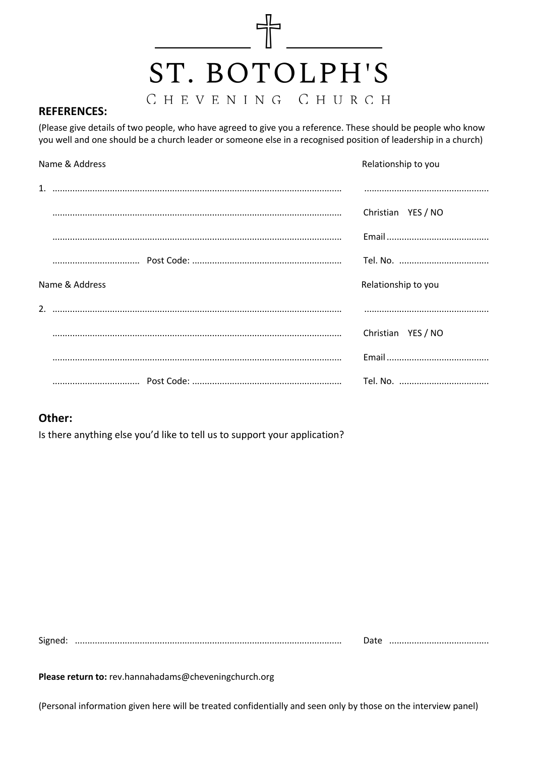# ST. BOTOLPH'S

## Cheveing Church

**REFERENCES:**

(Please give details of two people, who have agreed to give you a reference. These should be people who know you well and one should be a church leader or someone else in a recognised position of leadership in a church)

| Name & Address | Relationship to you |
|---|---|
| 1. .................................................................................................................. | ................................................. |
| .................................................................................................................. | Christian YES / NO |
| .................................................................................................................. | Email ......................................... |
| .................................. Post Code: ........................................................... | Tel. No. .................................... |

| Name & Address | Relationship to you |
|---|---|
| 2. .................................................................................................................. | ................................................. |
| .................................................................................................................. | Christian YES / NO |
| .................................................................................................................. | Email ......................................... |
| .................................. Post Code: ........................................................... | Tel. No. .................................... |

## Other:

Is there anything else you'd like to tell us to support your application?

Signed: .......................................................................................................... Date ........................................

**Please return to:** rev.hannahadams@cheveningchurch.org

(Personal information given here will be treated confidentially and seen only by those on the interview panel)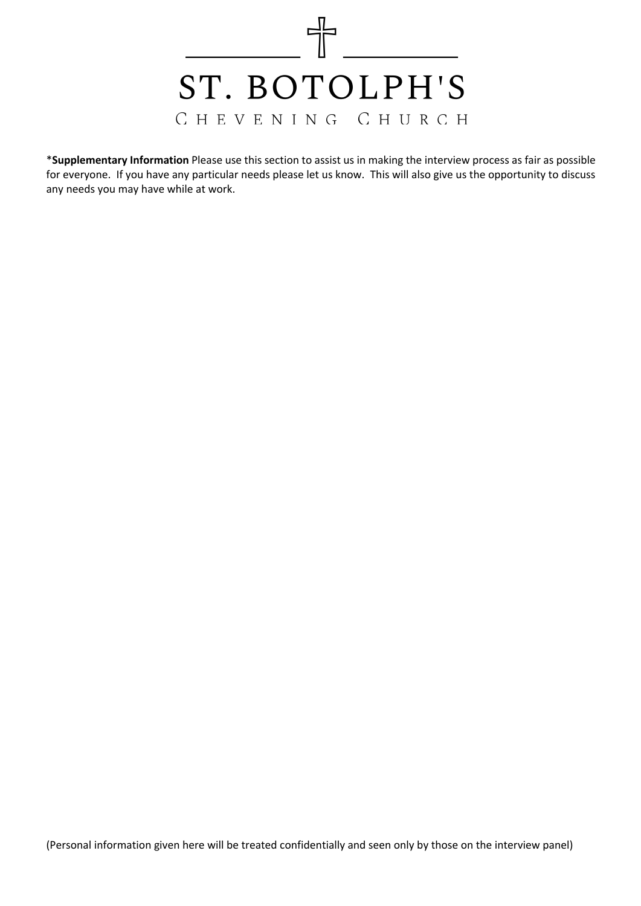# ST. BOTOLPH'S

## Chevening Church

***Supplementary Information** Please use this section to assist us in making the interview process as fair as possible for everyone. If you have any particular needs please let us know. This will also give us the opportunity to discuss any needs you may have while at work.

(Personal information given here will be treated confidentially and seen only by those on the interview panel)